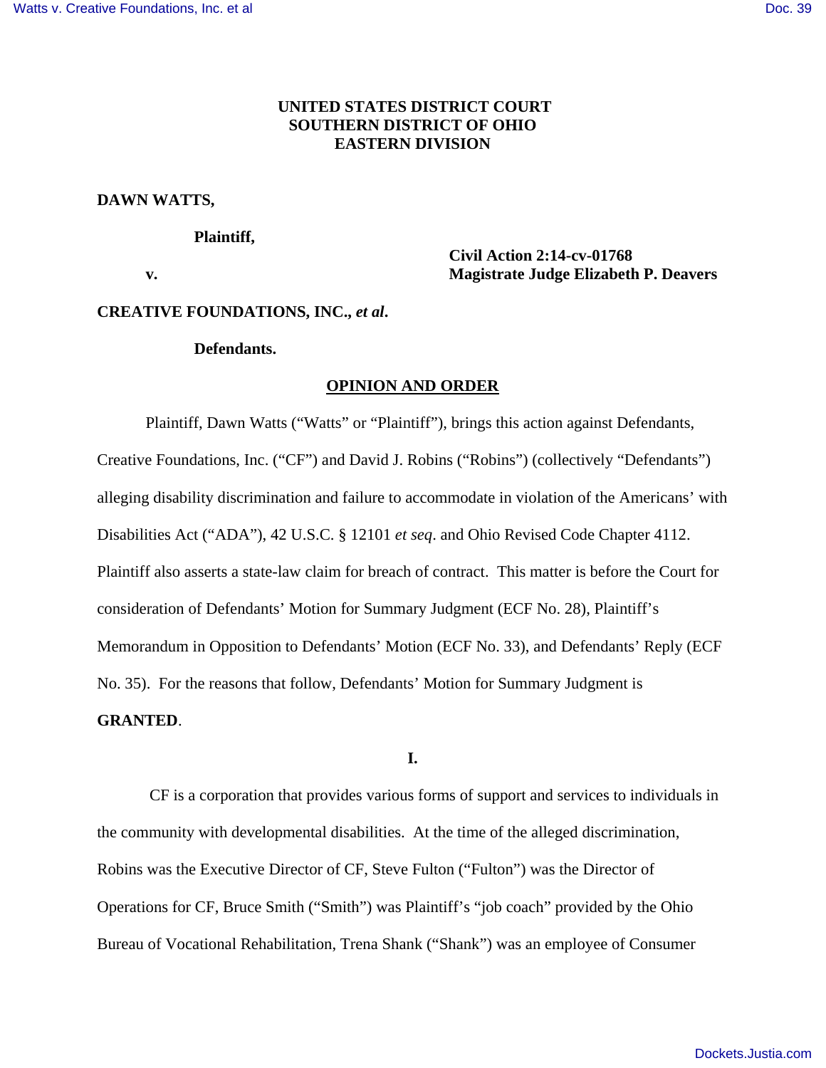**UNITED STATES DISTRICT COURT**
**SOUTHERN DISTRICT OF OHIO**
**EASTERN DIVISION**

**DAWN WATTS,**

**Plaintiff,**

**v.**

**Civil Action 2:14-cv-01768**
**Magistrate Judge Elizabeth P. Deavers**

**CREATIVE FOUNDATIONS, INC.,** ***et al*****.**

**Defendants.**

## OPINION AND ORDER

Plaintiff, Dawn Watts ("Watts" or "Plaintiff"), brings this action against Defendants, Creative Foundations, Inc. ("CF") and David J. Robins ("Robins") (collectively "Defendants") alleging disability discrimination and failure to accommodate in violation of the Americans' with Disabilities Act ("ADA"), 42 U.S.C. § 12101 *et seq*. and Ohio Revised Code Chapter 4112. Plaintiff also asserts a state-law claim for breach of contract. This matter is before the Court for consideration of Defendants' Motion for Summary Judgment (ECF No. 28), Plaintiff's Memorandum in Opposition to Defendants' Motion (ECF No. 33), and Defendants' Reply (ECF No. 35). For the reasons that follow, Defendants' Motion for Summary Judgment is **GRANTED**.

## I.

CF is a corporation that provides various forms of support and services to individuals in the community with developmental disabilities. At the time of the alleged discrimination, Robins was the Executive Director of CF, Steve Fulton ("Fulton") was the Director of Operations for CF, Bruce Smith ("Smith") was Plaintiff's "job coach" provided by the Ohio Bureau of Vocational Rehabilitation, Trena Shank ("Shank") was an employee of Consumer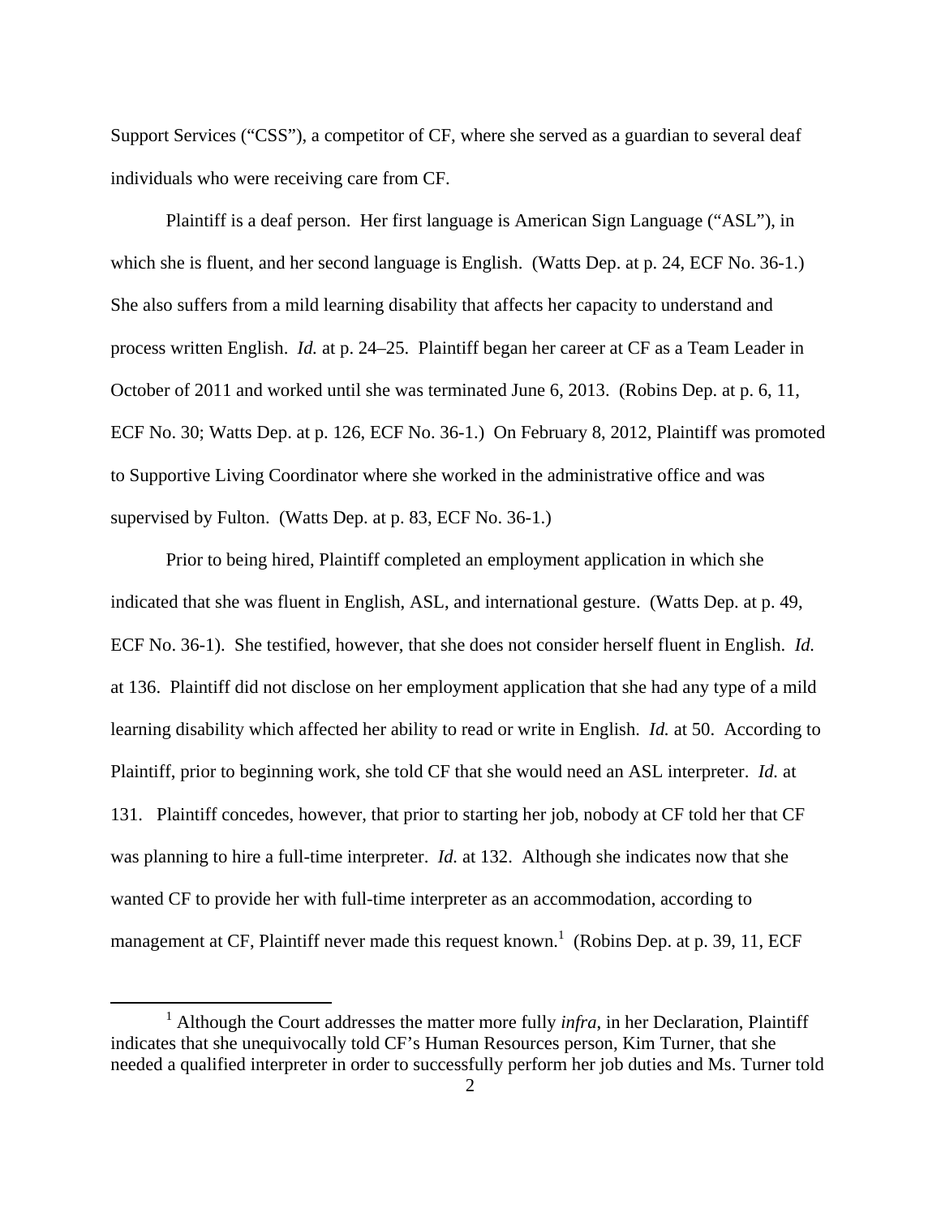Support Services ("CSS"), a competitor of CF, where she served as a guardian to several deaf individuals who were receiving care from CF.

Plaintiff is a deaf person. Her first language is American Sign Language ("ASL"), in which she is fluent, and her second language is English. (Watts Dep. at p. 24, ECF No. 36-1.) She also suffers from a mild learning disability that affects her capacity to understand and process written English. *Id.* at p. 24–25. Plaintiff began her career at CF as a Team Leader in October of 2011 and worked until she was terminated June 6, 2013. (Robins Dep. at p. 6, 11, ECF No. 30; Watts Dep. at p. 126, ECF No. 36-1.) On February 8, 2012, Plaintiff was promoted to Supportive Living Coordinator where she worked in the administrative office and was supervised by Fulton. (Watts Dep. at p. 83, ECF No. 36-1.)

Prior to being hired, Plaintiff completed an employment application in which she indicated that she was fluent in English, ASL, and international gesture. (Watts Dep. at p. 49, ECF No. 36-1). She testified, however, that she does not consider herself fluent in English. *Id.* at 136. Plaintiff did not disclose on her employment application that she had any type of a mild learning disability which affected her ability to read or write in English. *Id.* at 50. According to Plaintiff, prior to beginning work, she told CF that she would need an ASL interpreter. *Id.* at 131. Plaintiff concedes, however, that prior to starting her job, nobody at CF told her that CF was planning to hire a full-time interpreter. *Id.* at 132. Although she indicates now that she wanted CF to provide her with full-time interpreter as an accommodation, according to management at CF, Plaintiff never made this request known.[1] (Robins Dep. at p. 39, 11, ECF

[1] Although the Court addresses the matter more fully *infra*, in her Declaration, Plaintiff indicates that she unequivocally told CF's Human Resources person, Kim Turner, that she needed a qualified interpreter in order to successfully perform her job duties and Ms. Turner told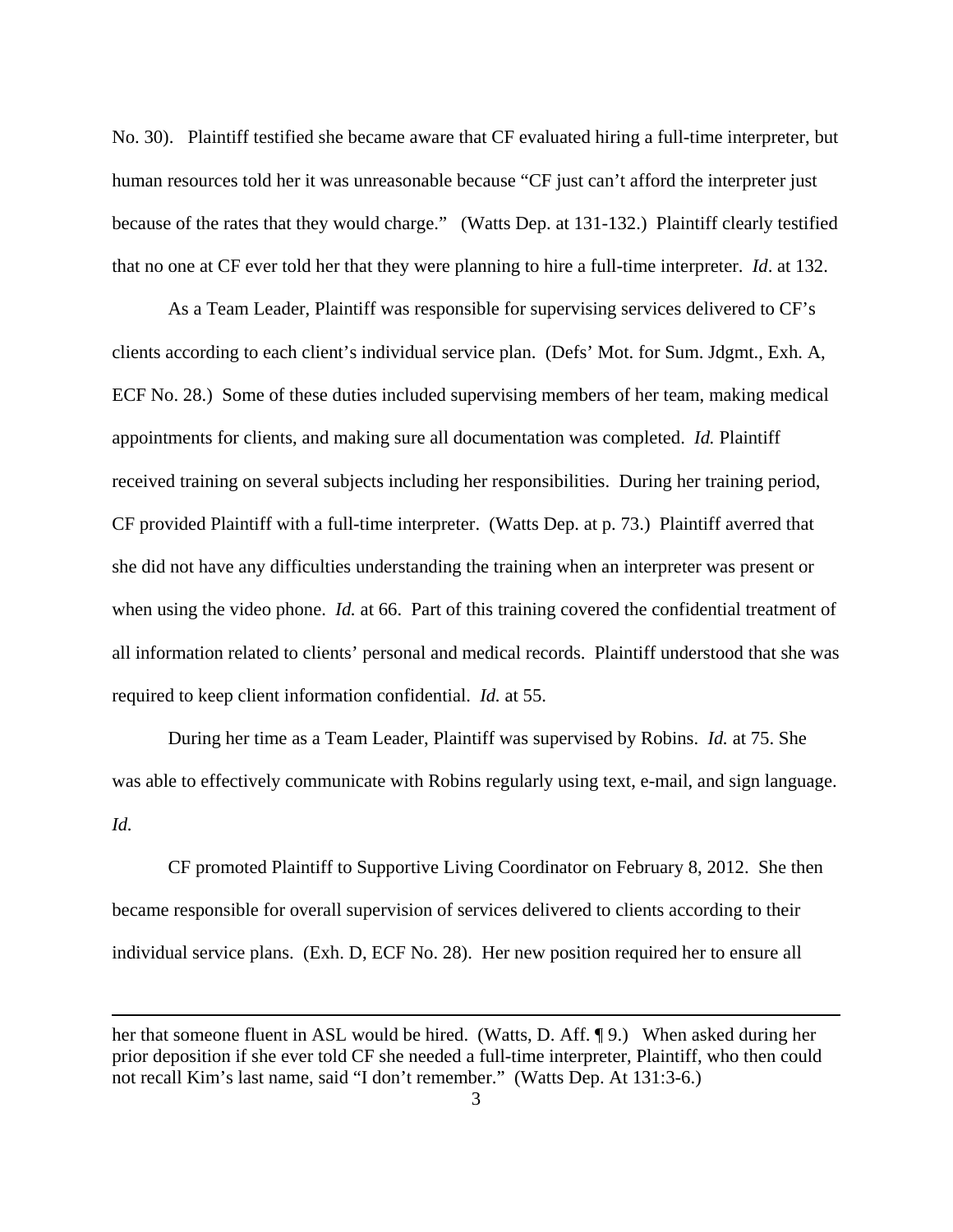No. 30). Plaintiff testified she became aware that CF evaluated hiring a full-time interpreter, but human resources told her it was unreasonable because "CF just can't afford the interpreter just because of the rates that they would charge." (Watts Dep. at 131-132.) Plaintiff clearly testified that no one at CF ever told her that they were planning to hire a full-time interpreter. *Id*. at 132.

As a Team Leader, Plaintiff was responsible for supervising services delivered to CF's clients according to each client's individual service plan. (Defs' Mot. for Sum. Jdgmt., Exh. A, ECF No. 28.) Some of these duties included supervising members of her team, making medical appointments for clients, and making sure all documentation was completed. *Id.* Plaintiff received training on several subjects including her responsibilities. During her training period, CF provided Plaintiff with a full-time interpreter. (Watts Dep. at p. 73.) Plaintiff averred that she did not have any difficulties understanding the training when an interpreter was present or when using the video phone. *Id.* at 66. Part of this training covered the confidential treatment of all information related to clients' personal and medical records. Plaintiff understood that she was required to keep client information confidential. *Id.* at 55.

During her time as a Team Leader, Plaintiff was supervised by Robins. *Id.* at 75. She was able to effectively communicate with Robins regularly using text, e-mail, and sign language. *Id.*

CF promoted Plaintiff to Supportive Living Coordinator on February 8, 2012. She then became responsible for overall supervision of services delivered to clients according to their individual service plans. (Exh. D, ECF No. 28). Her new position required her to ensure all

---

her that someone fluent in ASL would be hired. (Watts, D. Aff. ¶ 9.) When asked during her prior deposition if she ever told CF she needed a full-time interpreter, Plaintiff, who then could not recall Kim's last name, said "I don't remember." (Watts Dep. At 131:3-6.)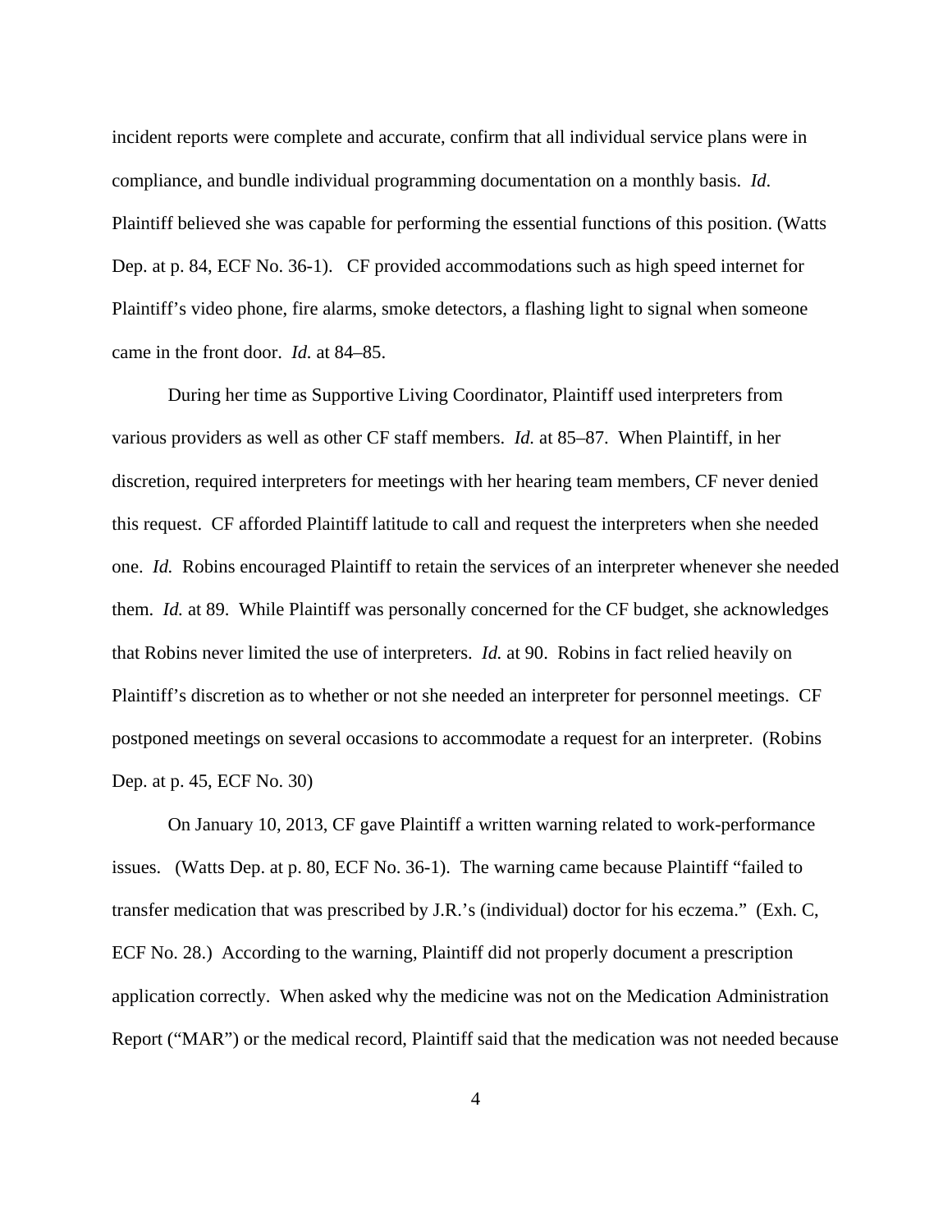incident reports were complete and accurate, confirm that all individual service plans were in compliance, and bundle individual programming documentation on a monthly basis. *Id*. Plaintiff believed she was capable for performing the essential functions of this position. (Watts Dep. at p. 84, ECF No. 36-1). CF provided accommodations such as high speed internet for Plaintiff's video phone, fire alarms, smoke detectors, a flashing light to signal when someone came in the front door. *Id.* at 84–85.

During her time as Supportive Living Coordinator, Plaintiff used interpreters from various providers as well as other CF staff members. *Id.* at 85–87. When Plaintiff, in her discretion, required interpreters for meetings with her hearing team members, CF never denied this request. CF afforded Plaintiff latitude to call and request the interpreters when she needed one. *Id.* Robins encouraged Plaintiff to retain the services of an interpreter whenever she needed them. *Id.* at 89. While Plaintiff was personally concerned for the CF budget, she acknowledges that Robins never limited the use of interpreters. *Id.* at 90. Robins in fact relied heavily on Plaintiff's discretion as to whether or not she needed an interpreter for personnel meetings. CF postponed meetings on several occasions to accommodate a request for an interpreter. (Robins Dep. at p. 45, ECF No. 30)

On January 10, 2013, CF gave Plaintiff a written warning related to work-performance issues. (Watts Dep. at p. 80, ECF No. 36-1). The warning came because Plaintiff "failed to transfer medication that was prescribed by J.R.'s (individual) doctor for his eczema." (Exh. C, ECF No. 28.) According to the warning, Plaintiff did not properly document a prescription application correctly. When asked why the medicine was not on the Medication Administration Report ("MAR") or the medical record, Plaintiff said that the medication was not needed because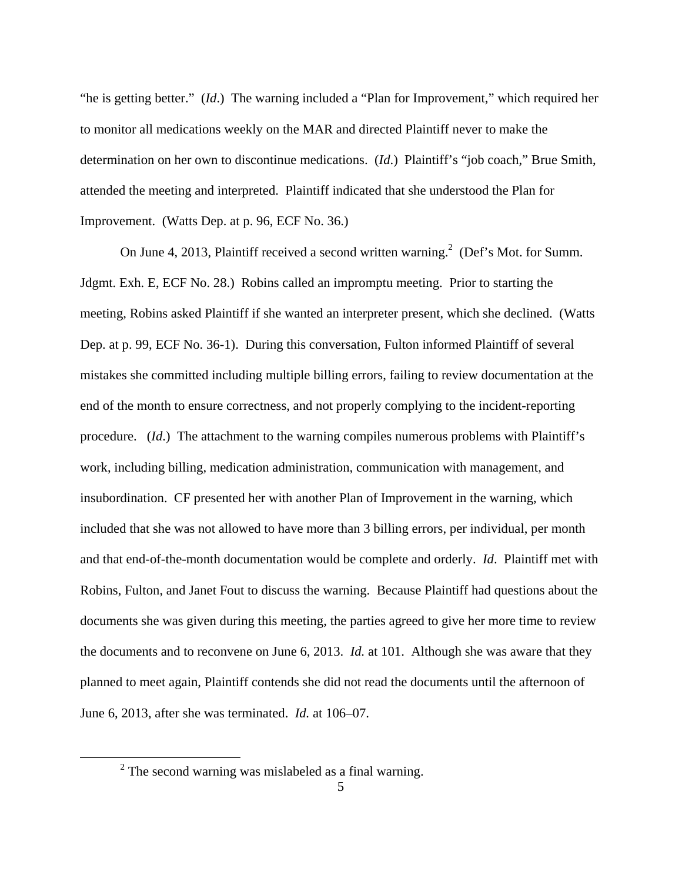"he is getting better." (*Id*.) The warning included a "Plan for Improvement," which required her to monitor all medications weekly on the MAR and directed Plaintiff never to make the determination on her own to discontinue medications. (*Id*.) Plaintiff's "job coach," Brue Smith, attended the meeting and interpreted. Plaintiff indicated that she understood the Plan for Improvement. (Watts Dep. at p. 96, ECF No. 36.)

On June 4, 2013, Plaintiff received a second written warning.[2] (Def's Mot. for Summ. Jdgmt. Exh. E, ECF No. 28.) Robins called an impromptu meeting. Prior to starting the meeting, Robins asked Plaintiff if she wanted an interpreter present, which she declined. (Watts Dep. at p. 99, ECF No. 36-1). During this conversation, Fulton informed Plaintiff of several mistakes she committed including multiple billing errors, failing to review documentation at the end of the month to ensure correctness, and not properly complying to the incident-reporting procedure. (*Id*.) The attachment to the warning compiles numerous problems with Plaintiff's work, including billing, medication administration, communication with management, and insubordination. CF presented her with another Plan of Improvement in the warning, which included that she was not allowed to have more than 3 billing errors, per individual, per month and that end-of-the-month documentation would be complete and orderly. *Id*. Plaintiff met with Robins, Fulton, and Janet Fout to discuss the warning. Because Plaintiff had questions about the documents she was given during this meeting, the parties agreed to give her more time to review the documents and to reconvene on June 6, 2013. *Id.* at 101. Although she was aware that they planned to meet again, Plaintiff contends she did not read the documents until the afternoon of June 6, 2013, after she was terminated. *Id.* at 106–07.

[2] The second warning was mislabeled as a final warning.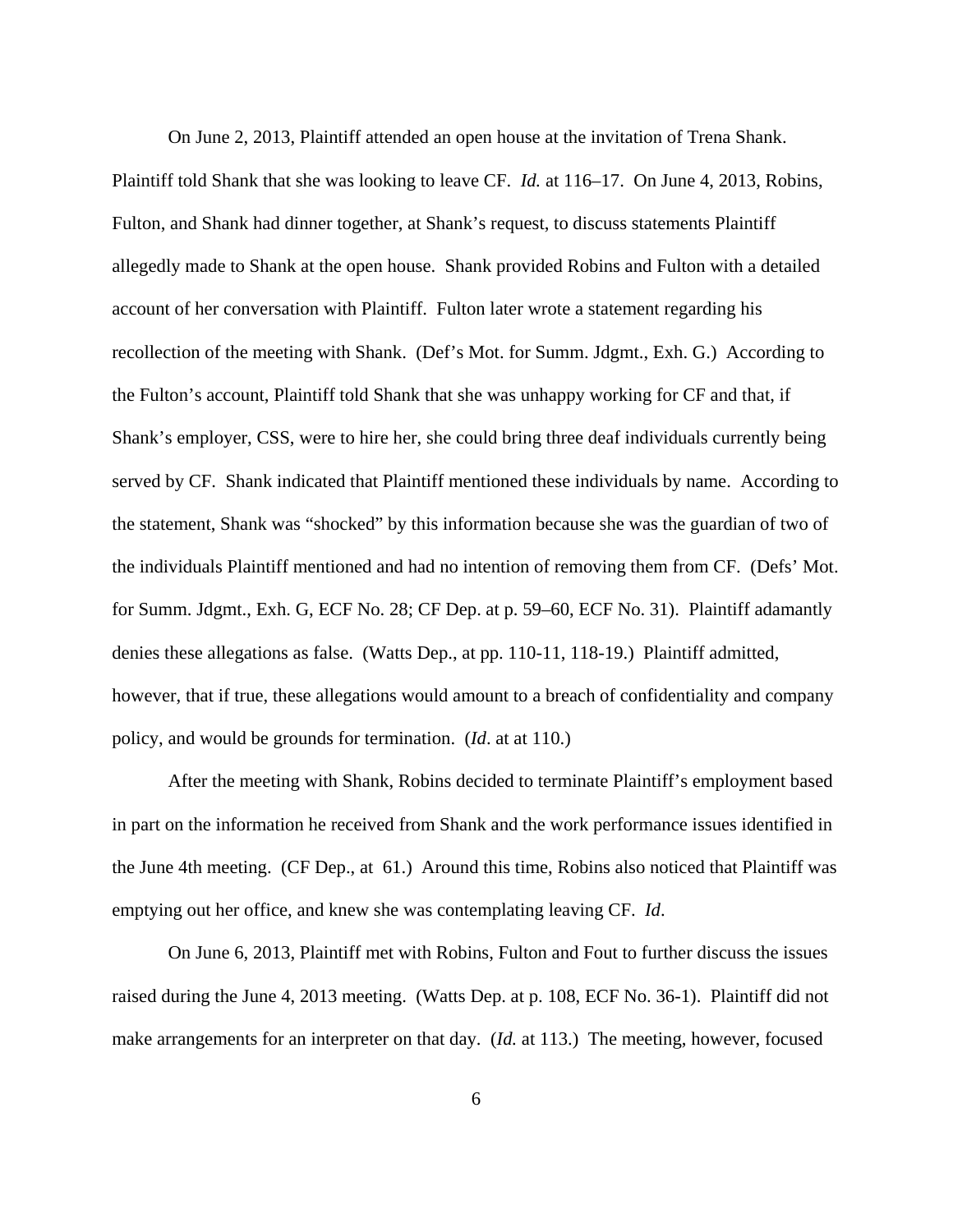On June 2, 2013, Plaintiff attended an open house at the invitation of Trena Shank. Plaintiff told Shank that she was looking to leave CF. *Id.* at 116–17. On June 4, 2013, Robins, Fulton, and Shank had dinner together, at Shank's request, to discuss statements Plaintiff allegedly made to Shank at the open house. Shank provided Robins and Fulton with a detailed account of her conversation with Plaintiff. Fulton later wrote a statement regarding his recollection of the meeting with Shank. (Def's Mot. for Summ. Jdgmt., Exh. G.) According to the Fulton's account, Plaintiff told Shank that she was unhappy working for CF and that, if Shank's employer, CSS, were to hire her, she could bring three deaf individuals currently being served by CF. Shank indicated that Plaintiff mentioned these individuals by name. According to the statement, Shank was "shocked" by this information because she was the guardian of two of the individuals Plaintiff mentioned and had no intention of removing them from CF. (Defs' Mot. for Summ. Jdgmt., Exh G, ECF No. 28; CF Dep. at p. 59–60, ECF No. 31). Plaintiff adamantly denies these allegations as false. (Watts Dep., at pp. 110-11, 118-19.) Plaintiff admitted, however, that if true, these allegations would amount to a breach of confidentiality and company policy, and would be grounds for termination. (*Id*. at at 110.)

After the meeting with Shank, Robins decided to terminate Plaintiff's employment based in part on the information he received from Shank and the work performance issues identified in the June 4th meeting. (CF Dep., at 61.) Around this time, Robins also noticed that Plaintiff was emptying out her office, and knew she was contemplating leaving CF. *Id*.

On June 6, 2013, Plaintiff met with Robins, Fulton and Fout to further discuss the issues raised during the June 4, 2013 meeting. (Watts Dep. at p. 108, ECF No. 36-1). Plaintiff did not make arrangements for an interpreter on that day. (*Id.* at 113.) The meeting, however, focused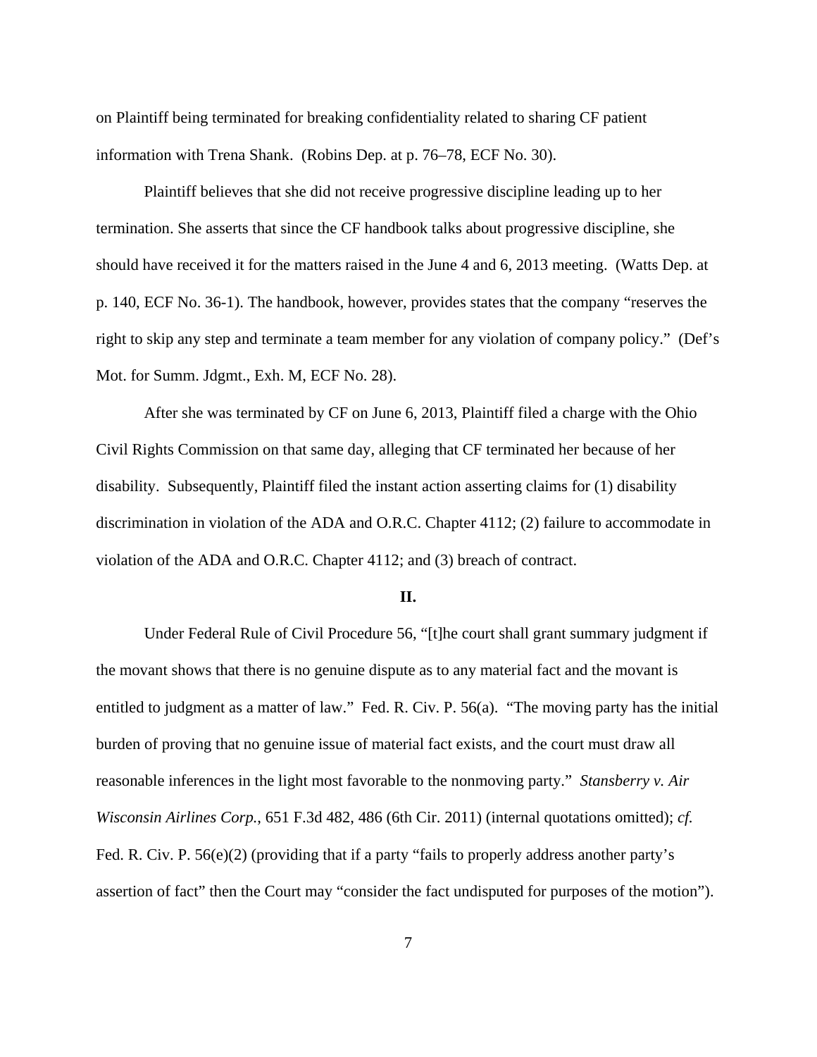on Plaintiff being terminated for breaking confidentiality related to sharing CF patient information with Trena Shank. (Robins Dep. at p. 76–78, ECF No. 30).

Plaintiff believes that she did not receive progressive discipline leading up to her termination. She asserts that since the CF handbook talks about progressive discipline, she should have received it for the matters raised in the June 4 and 6, 2013 meeting. (Watts Dep. at p. 140, ECF No. 36-1). The handbook, however, provides states that the company "reserves the right to skip any step and terminate a team member for any violation of company policy." (Def's Mot. for Summ. Jdgmt., Exh. M, ECF No. 28).

After she was terminated by CF on June 6, 2013, Plaintiff filed a charge with the Ohio Civil Rights Commission on that same day, alleging that CF terminated her because of her disability. Subsequently, Plaintiff filed the instant action asserting claims for (1) disability discrimination in violation of the ADA and O.R.C. Chapter 4112; (2) failure to accommodate in violation of the ADA and O.R.C. Chapter 4112; and (3) breach of contract.

## II.

Under Federal Rule of Civil Procedure 56, "[t]he court shall grant summary judgment if the movant shows that there is no genuine dispute as to any material fact and the movant is entitled to judgment as a matter of law." Fed. R. Civ. P. 56(a). "The moving party has the initial burden of proving that no genuine issue of material fact exists, and the court must draw all reasonable inferences in the light most favorable to the nonmoving party." *Stansberry v. Air Wisconsin Airlines Corp.*, 651 F.3d 482, 486 (6th Cir. 2011) (internal quotations omitted); *cf.* Fed. R. Civ. P. 56(e)(2) (providing that if a party "fails to properly address another party's assertion of fact" then the Court may "consider the fact undisputed for purposes of the motion").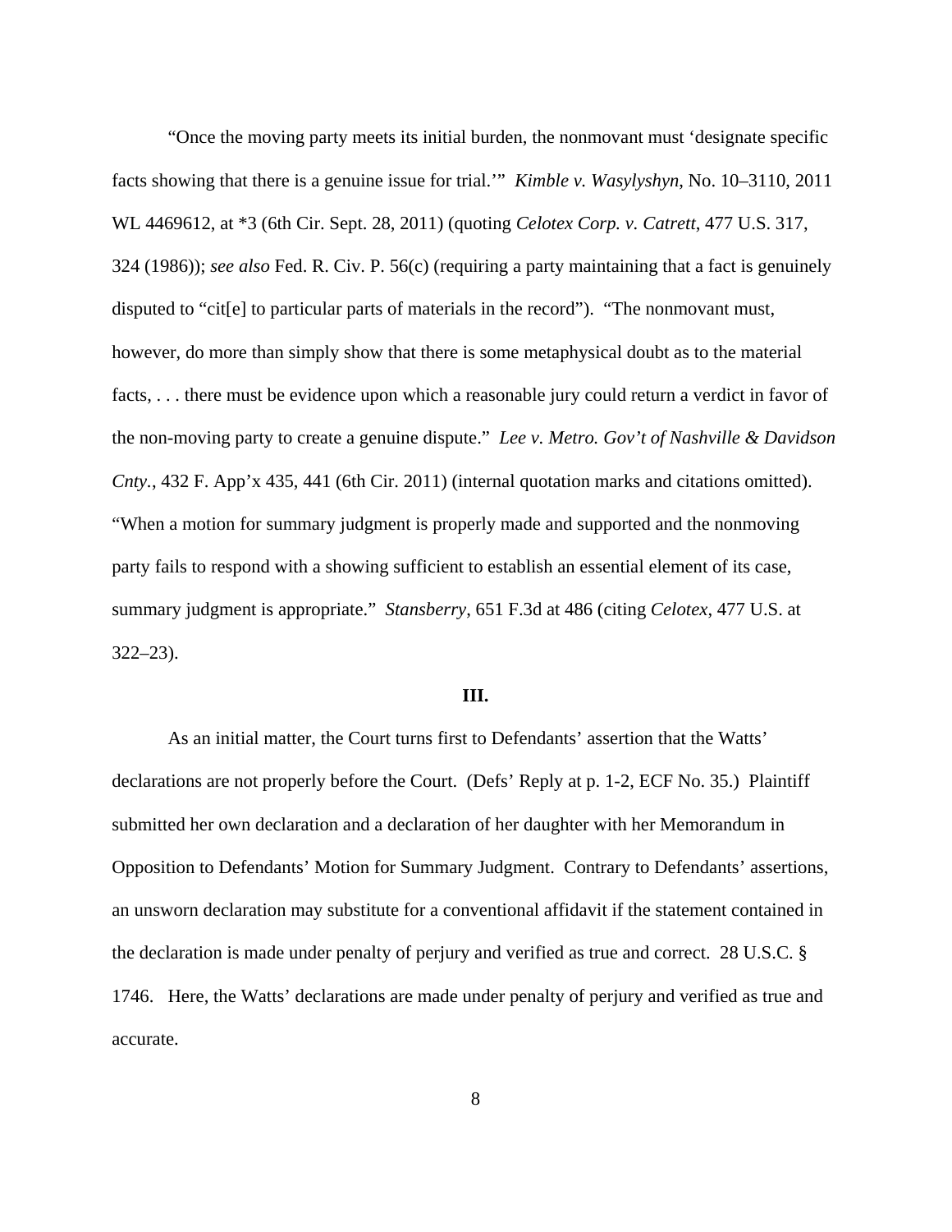"Once the moving party meets its initial burden, the nonmovant must 'designate specific facts showing that there is a genuine issue for trial.'" *Kimble v. Wasylyshyn*, No. 10–3110, 2011 WL 4469612, at *3 (6th Cir. Sept. 28, 2011) (quoting *Celotex Corp. v. Catrett*, 477 U.S. 317, 324 (1986)); *see also* Fed. R. Civ. P. 56(c) (requiring a party maintaining that a fact is genuinely disputed to "cit[e] to particular parts of materials in the record"). "The nonmovant must, however, do more than simply show that there is some metaphysical doubt as to the material facts, . . . there must be evidence upon which a reasonable jury could return a verdict in favor of the non-moving party to create a genuine dispute." *Lee v. Metro. Gov't of Nashville & Davidson Cnty.*, 432 F. App'x 435, 441 (6th Cir. 2011) (internal quotation marks and citations omitted). "When a motion for summary judgment is properly made and supported and the nonmoving party fails to respond with a showing sufficient to establish an essential element of its case, summary judgment is appropriate." *Stansberry*, 651 F.3d at 486 (citing *Celotex*, 477 U.S. at 322–23).

**III.**

As an initial matter, the Court turns first to Defendants' assertion that the Watts' declarations are not properly before the Court. (Defs' Reply at p. 1-2, ECF No. 35.) Plaintiff submitted her own declaration and a declaration of her daughter with her Memorandum in Opposition to Defendants' Motion for Summary Judgment. Contrary to Defendants' assertions, an unsworn declaration may substitute for a conventional affidavit if the statement contained in the declaration is made under penalty of perjury and verified as true and correct. 28 U.S.C. § 1746. Here, the Watts' declarations are made under penalty of perjury and verified as true and accurate.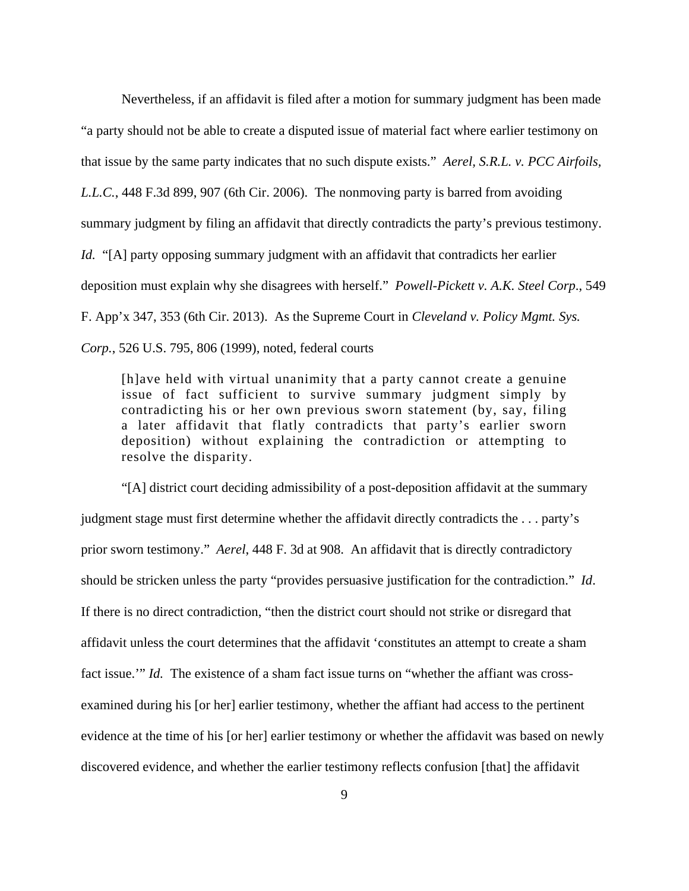Nevertheless, if an affidavit is filed after a motion for summary judgment has been made "a party should not be able to create a disputed issue of material fact where earlier testimony on that issue by the same party indicates that no such dispute exists." *Aerel, S.R.L. v. PCC Airfoils, L.L.C.*, 448 F.3d 899, 907 (6th Cir. 2006). The nonmoving party is barred from avoiding summary judgment by filing an affidavit that directly contradicts the party's previous testimony. *Id.* "[A] party opposing summary judgment with an affidavit that contradicts her earlier deposition must explain why she disagrees with herself." *Powell-Pickett v. A.K. Steel Corp.*, 549 F. App'x 347, 353 (6th Cir. 2013). As the Supreme Court in *Cleveland v. Policy Mgmt. Sys. Corp.*, 526 U.S. 795, 806 (1999), noted, federal courts

> [h]ave held with virtual unanimity that a party cannot create a genuine issue of fact sufficient to survive summary judgment simply by contradicting his or her own previous sworn statement (by, say, filing a later affidavit that flatly contradicts that party's earlier sworn deposition) without explaining the contradiction or attempting to resolve the disparity.

"[A] district court deciding admissibility of a post-deposition affidavit at the summary judgment stage must first determine whether the affidavit directly contradicts the . . . party's prior sworn testimony." *Aerel*, 448 F. 3d at 908. An affidavit that is directly contradictory should be stricken unless the party "provides persuasive justification for the contradiction." *Id*. If there is no direct contradiction, "then the district court should not strike or disregard that affidavit unless the court determines that the affidavit 'constitutes an attempt to create a sham fact issue.'" *Id.* The existence of a sham fact issue turns on "whether the affiant was cross-examined during his [or her] earlier testimony, whether the affiant had access to the pertinent evidence at the time of his [or her] earlier testimony or whether the affidavit was based on newly discovered evidence, and whether the earlier testimony reflects confusion [that] the affidavit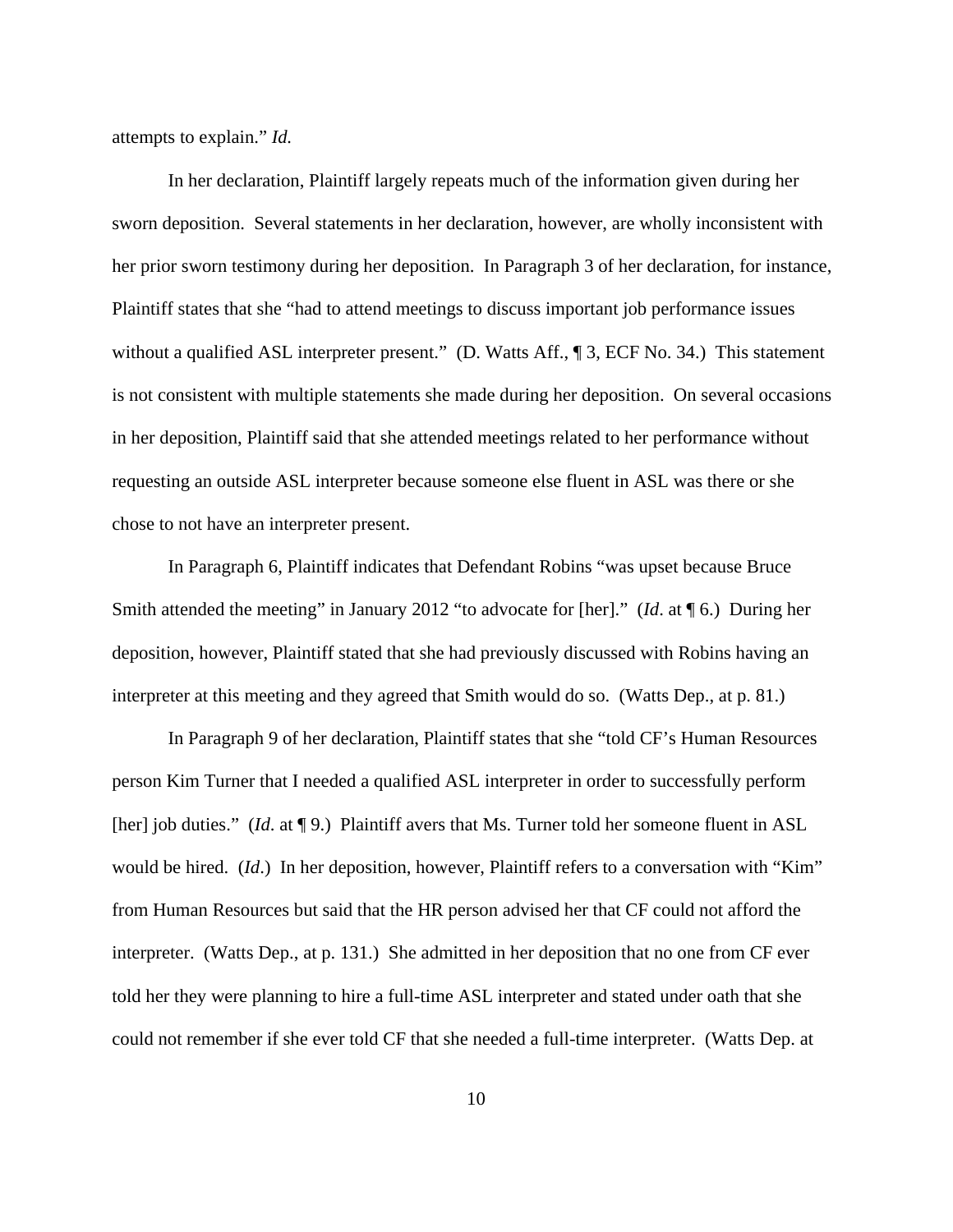attempts to explain." *Id.*

In her declaration, Plaintiff largely repeats much of the information given during her sworn deposition. Several statements in her declaration, however, are wholly inconsistent with her prior sworn testimony during her deposition. In Paragraph 3 of her declaration, for instance, Plaintiff states that she "had to attend meetings to discuss important job performance issues without a qualified ASL interpreter present." (D. Watts Aff., ¶ 3, ECF No. 34.) This statement is not consistent with multiple statements she made during her deposition. On several occasions in her deposition, Plaintiff said that she attended meetings related to her performance without requesting an outside ASL interpreter because someone else fluent in ASL was there or she chose to not have an interpreter present.

In Paragraph 6, Plaintiff indicates that Defendant Robins "was upset because Bruce Smith attended the meeting" in January 2012 "to advocate for [her]." (*Id*. at ¶ 6.) During her deposition, however, Plaintiff stated that she had previously discussed with Robins having an interpreter at this meeting and they agreed that Smith would do so. (Watts Dep., at p. 81.)

In Paragraph 9 of her declaration, Plaintiff states that she "told CF's Human Resources person Kim Turner that I needed a qualified ASL interpreter in order to successfully perform [her] job duties." (*Id*. at ¶ 9.) Plaintiff avers that Ms. Turner told her someone fluent in ASL would be hired. (*Id*.) In her deposition, however, Plaintiff refers to a conversation with "Kim" from Human Resources but said that the HR person advised her that CF could not afford the interpreter. (Watts Dep., at p. 131.) She admitted in her deposition that no one from CF ever told her they were planning to hire a full-time ASL interpreter and stated under oath that she could not remember if she ever told CF that she needed a full-time interpreter. (Watts Dep. at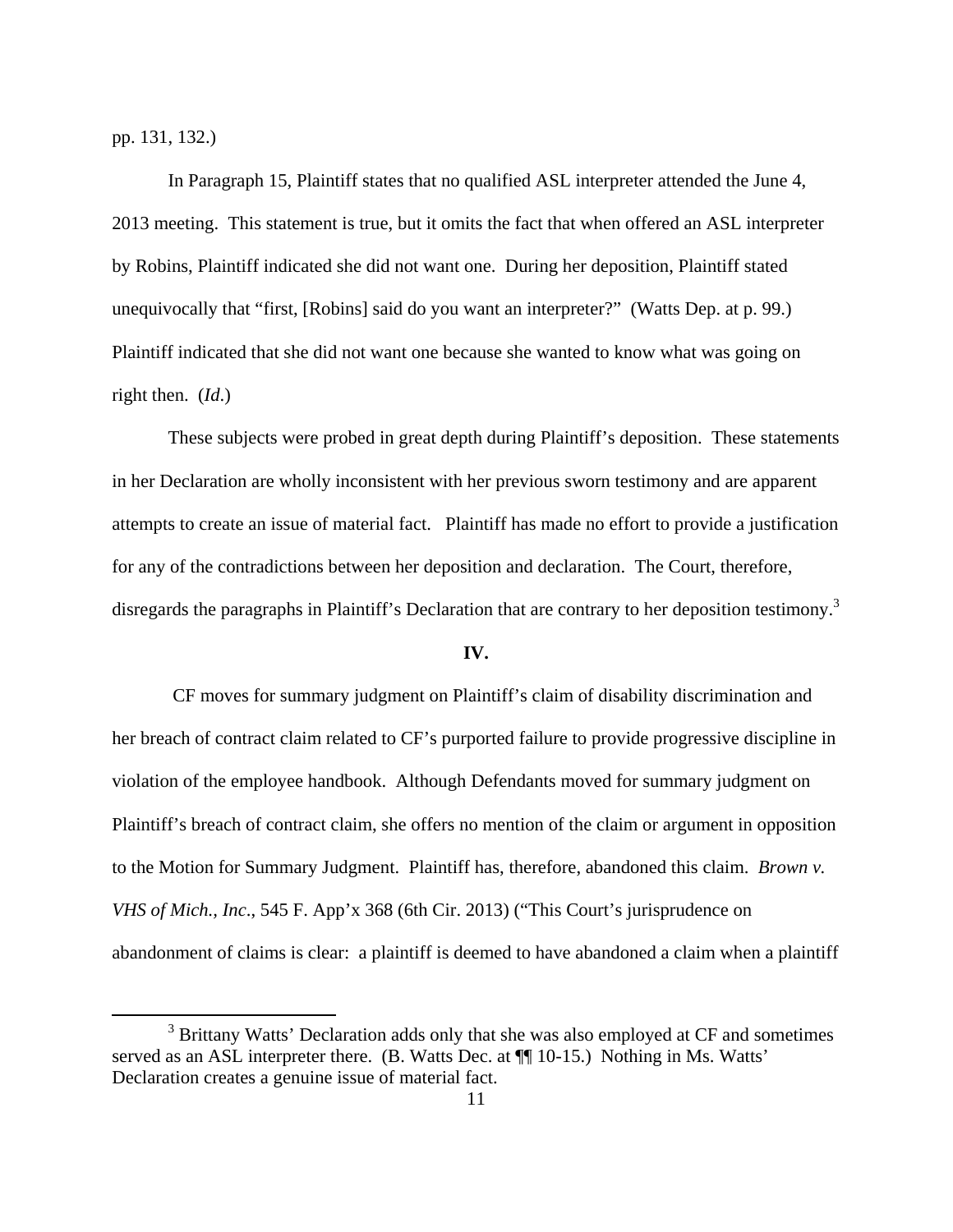pp. 131, 132.)

In Paragraph 15, Plaintiff states that no qualified ASL interpreter attended the June 4, 2013 meeting. This statement is true, but it omits the fact that when offered an ASL interpreter by Robins, Plaintiff indicated she did not want one. During her deposition, Plaintiff stated unequivocally that "first, [Robins] said do you want an interpreter?" (Watts Dep. at p. 99.) Plaintiff indicated that she did not want one because she wanted to know what was going on right then. (*Id*.)

These subjects were probed in great depth during Plaintiff's deposition. These statements in her Declaration are wholly inconsistent with her previous sworn testimony and are apparent attempts to create an issue of material fact. Plaintiff has made no effort to provide a justification for any of the contradictions between her deposition and declaration. The Court, therefore, disregards the paragraphs in Plaintiff's Declaration that are contrary to her deposition testimony.[3]

**IV.**

CF moves for summary judgment on Plaintiff's claim of disability discrimination and her breach of contract claim related to CF's purported failure to provide progressive discipline in violation of the employee handbook. Although Defendants moved for summary judgment on Plaintiff's breach of contract claim, she offers no mention of the claim or argument in opposition to the Motion for Summary Judgment. Plaintiff has, therefore, abandoned this claim. *Brown v. VHS of Mich., Inc*., 545 F. App'x 368 (6th Cir. 2013) ("This Court's jurisprudence on abandonment of claims is clear: a plaintiff is deemed to have abandoned a claim when a plaintiff

---

[3] Brittany Watts' Declaration adds only that she was also employed at CF and sometimes served as an ASL interpreter there. (B. Watts Dec. at ¶¶ 10-15.) Nothing in Ms. Watts' Declaration creates a genuine issue of material fact.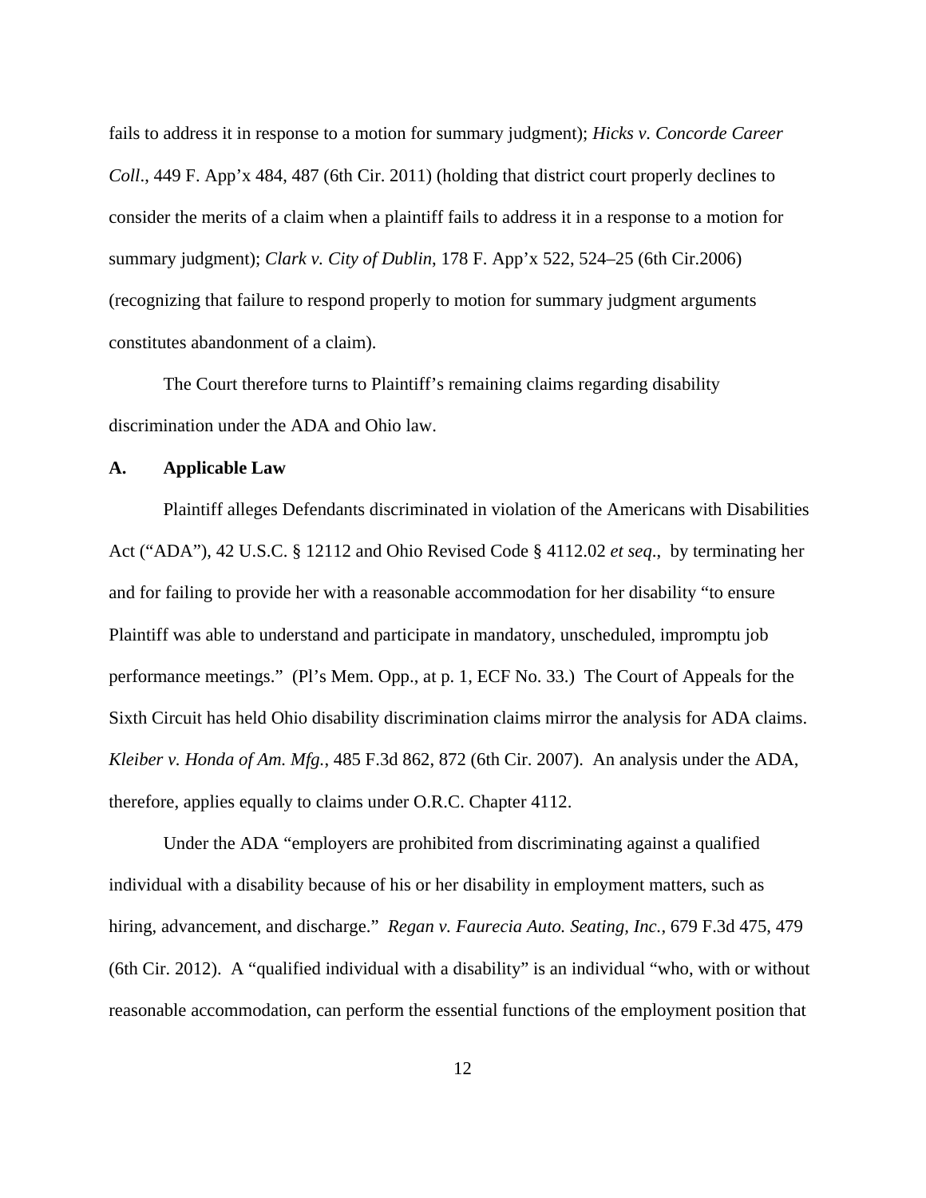fails to address it in response to a motion for summary judgment); *Hicks v. Concorde Career Coll*., 449 F. App'x 484, 487 (6th Cir. 2011) (holding that district court properly declines to consider the merits of a claim when a plaintiff fails to address it in a response to a motion for summary judgment); *Clark v. City of Dublin*, 178 F. App'x 522, 524–25 (6th Cir.2006) (recognizing that failure to respond properly to motion for summary judgment arguments constitutes abandonment of a claim).

The Court therefore turns to Plaintiff's remaining claims regarding disability discrimination under the ADA and Ohio law.

## A. Applicable Law

Plaintiff alleges Defendants discriminated in violation of the Americans with Disabilities Act ("ADA"), 42 U.S.C. § 12112 and Ohio Revised Code § 4112.02 *et seq*., by terminating her and for failing to provide her with a reasonable accommodation for her disability "to ensure Plaintiff was able to understand and participate in mandatory, unscheduled, impromptu job performance meetings." (Pl's Mem. Opp., at p. 1, ECF No. 33.) The Court of Appeals for the Sixth Circuit has held Ohio disability discrimination claims mirror the analysis for ADA claims. *Kleiber v. Honda of Am. Mfg.*, 485 F.3d 862, 872 (6th Cir. 2007). An analysis under the ADA, therefore, applies equally to claims under O.R.C. Chapter 4112.

Under the ADA "employers are prohibited from discriminating against a qualified individual with a disability because of his or her disability in employment matters, such as hiring, advancement, and discharge." *Regan v. Faurecia Auto. Seating, Inc.*, 679 F.3d 475, 479 (6th Cir. 2012). A "qualified individual with a disability" is an individual "who, with or without reasonable accommodation, can perform the essential functions of the employment position that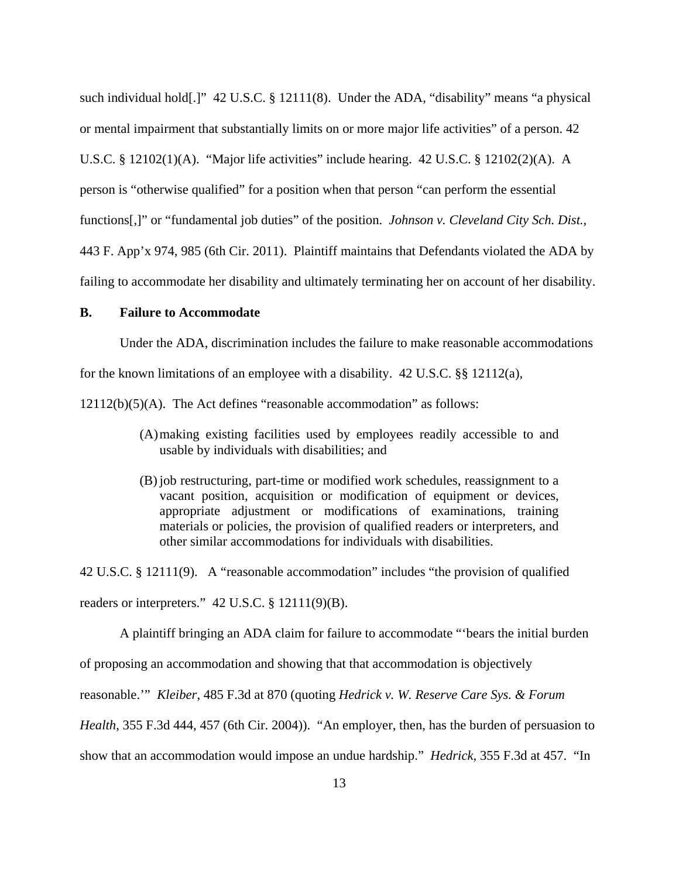such individual hold[.]" 42 U.S.C. § 12111(8). Under the ADA, "disability" means "a physical or mental impairment that substantially limits on or more major life activities" of a person. 42 U.S.C. § 12102(1)(A). "Major life activities" include hearing. 42 U.S.C. § 12102(2)(A). A person is "otherwise qualified" for a position when that person "can perform the essential functions[,]" or "fundamental job duties" of the position. *Johnson v. Cleveland City Sch. Dist.*, 443 F. App'x 974, 985 (6th Cir. 2011). Plaintiff maintains that Defendants violated the ADA by failing to accommodate her disability and ultimately terminating her on account of her disability.

**B. Failure to Accommodate**

Under the ADA, discrimination includes the failure to make reasonable accommodations for the known limitations of an employee with a disability. 42 U.S.C. §§ 12112(a), 12112(b)(5)(A). The Act defines "reasonable accommodation" as follows:

> (A) making existing facilities used by employees readily accessible to and usable by individuals with disabilities; and
>
> (B) job restructuring, part-time or modified work schedules, reassignment to a vacant position, acquisition or modification of equipment or devices, appropriate adjustment or modifications of examinations, training materials or policies, the provision of qualified readers or interpreters, and other similar accommodations for individuals with disabilities.

42 U.S.C. § 12111(9). A "reasonable accommodation" includes "the provision of qualified readers or interpreters." 42 U.S.C. § 12111(9)(B).

A plaintiff bringing an ADA claim for failure to accommodate "'bears the initial burden of proposing an accommodation and showing that that accommodation is objectively reasonable.'" *Kleiber*, 485 F.3d at 870 (quoting *Hedrick v. W. Reserve Care Sys. & Forum Health*, 355 F.3d 444, 457 (6th Cir. 2004)). "An employer, then, has the burden of persuasion to show that an accommodation would impose an undue hardship." *Hedrick*, 355 F.3d at 457. "In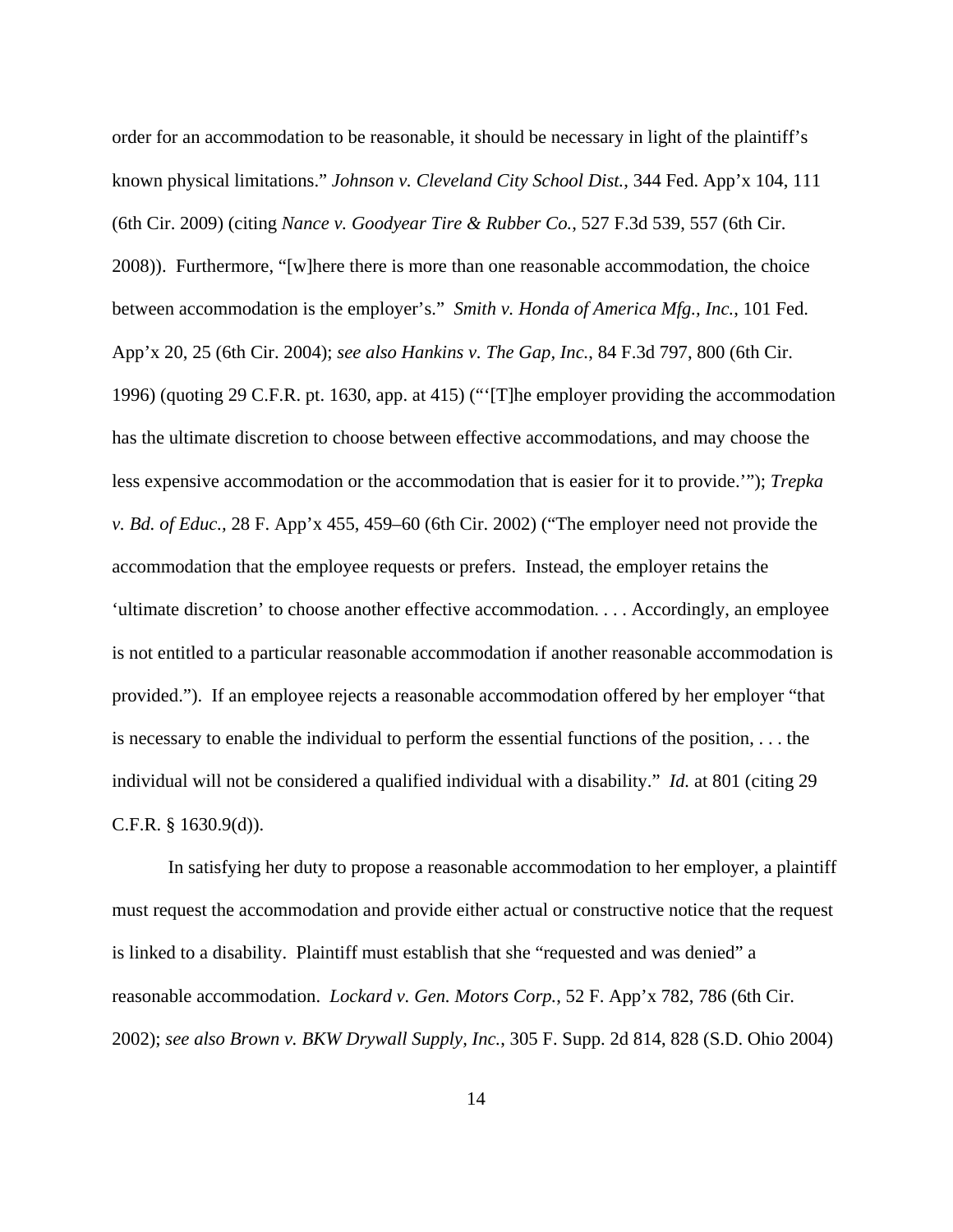order for an accommodation to be reasonable, it should be necessary in light of the plaintiff's known physical limitations." *Johnson v. Cleveland City School Dist.*, 344 Fed. App'x 104, 111 (6th Cir. 2009) (citing *Nance v. Goodyear Tire & Rubber Co.*, 527 F.3d 539, 557 (6th Cir. 2008)). Furthermore, "[w]here there is more than one reasonable accommodation, the choice between accommodation is the employer's." *Smith v. Honda of America Mfg., Inc.*, 101 Fed. App'x 20, 25 (6th Cir. 2004); *see also Hankins v. The Gap, Inc.*, 84 F.3d 797, 800 (6th Cir. 1996) (quoting 29 C.F.R. pt. 1630, app. at 415) ("'[T]he employer providing the accommodation has the ultimate discretion to choose between effective accommodations, and may choose the less expensive accommodation or the accommodation that is easier for it to provide.'"); *Trepka v. Bd. of Educ.*, 28 F. App'x 455, 459–60 (6th Cir. 2002) ("The employer need not provide the accommodation that the employee requests or prefers. Instead, the employer retains the 'ultimate discretion' to choose another effective accommodation. . . . Accordingly, an employee is not entitled to a particular reasonable accommodation if another reasonable accommodation is provided."). If an employee rejects a reasonable accommodation offered by her employer "that is necessary to enable the individual to perform the essential functions of the position, . . . the individual will not be considered a qualified individual with a disability." *Id.* at 801 (citing 29 C.F.R. § 1630.9(d)).

In satisfying her duty to propose a reasonable accommodation to her employer, a plaintiff must request the accommodation and provide either actual or constructive notice that the request is linked to a disability. Plaintiff must establish that she "requested and was denied" a reasonable accommodation. *Lockard v. Gen. Motors Corp.*, 52 F. App'x 782, 786 (6th Cir. 2002); *see also Brown v. BKW Drywall Supply, Inc.*, 305 F. Supp. 2d 814, 828 (S.D. Ohio 2004)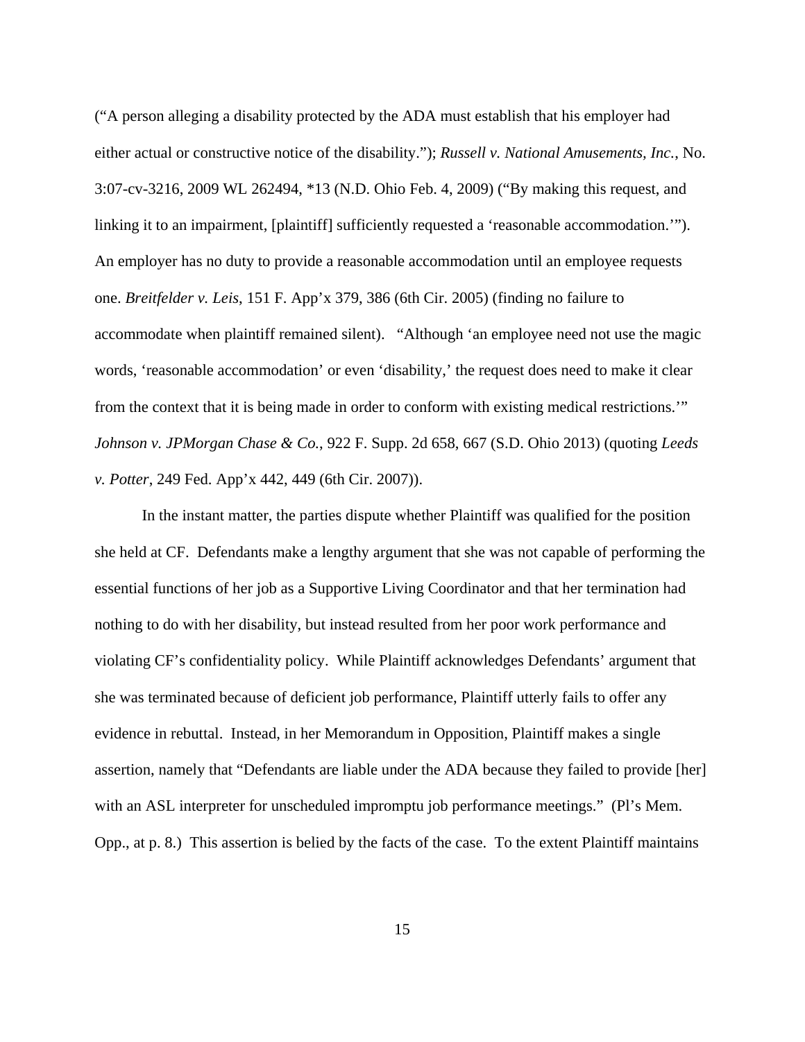("A person alleging a disability protected by the ADA must establish that his employer had either actual or constructive notice of the disability."); *Russell v. National Amusements, Inc.*, No. 3:07-cv-3216, 2009 WL 262494, *13 (N.D. Ohio Feb. 4, 2009) ("By making this request, and linking it to an impairment, [plaintiff] sufficiently requested a 'reasonable accommodation.'"). An employer has no duty to provide a reasonable accommodation until an employee requests one. *Breitfelder v. Leis*, 151 F. App'x 379, 386 (6th Cir. 2005) (finding no failure to accommodate when plaintiff remained silent). "Although 'an employee need not use the magic words, 'reasonable accommodation' or even 'disability,' the request does need to make it clear from the context that it is being made in order to conform with existing medical restrictions.'" *Johnson v. JPMorgan Chase & Co.*, 922 F. Supp. 2d 658, 667 (S.D. Ohio 2013) (quoting *Leeds v. Potter*, 249 Fed. App'x 442, 449 (6th Cir. 2007)).

In the instant matter, the parties dispute whether Plaintiff was qualified for the position she held at CF. Defendants make a lengthy argument that she was not capable of performing the essential functions of her job as a Supportive Living Coordinator and that her termination had nothing to do with her disability, but instead resulted from her poor work performance and violating CF's confidentiality policy. While Plaintiff acknowledges Defendants' argument that she was terminated because of deficient job performance, Plaintiff utterly fails to offer any evidence in rebuttal. Instead, in her Memorandum in Opposition, Plaintiff makes a single assertion, namely that "Defendants are liable under the ADA because they failed to provide [her] with an ASL interpreter for unscheduled impromptu job performance meetings." (Pl's Mem. Opp., at p. 8.) This assertion is belied by the facts of the case. To the extent Plaintiff maintains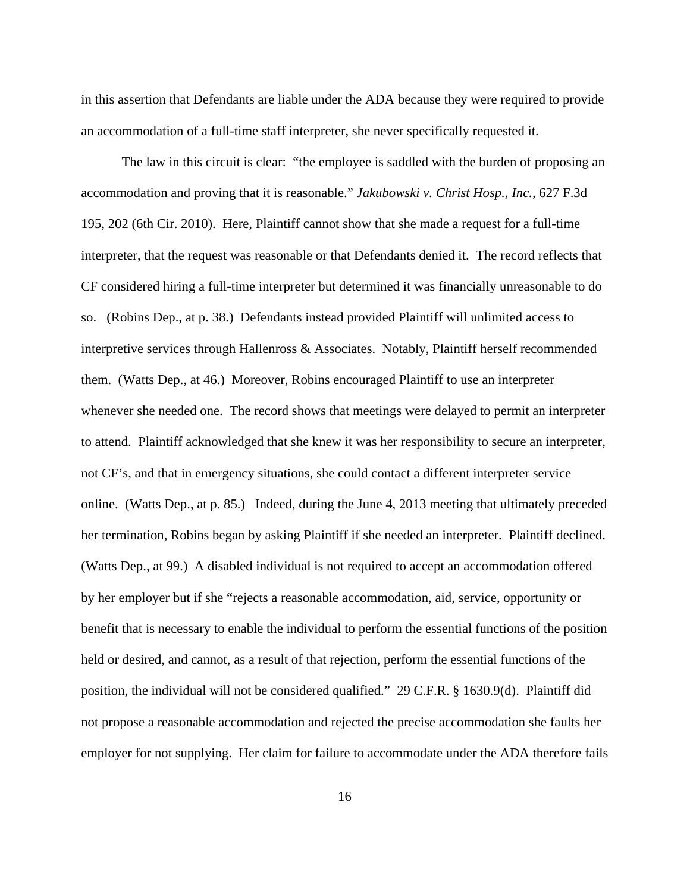in this assertion that Defendants are liable under the ADA because they were required to provide an accommodation of a full-time staff interpreter, she never specifically requested it.

The law in this circuit is clear: "the employee is saddled with the burden of proposing an accommodation and proving that it is reasonable." *Jakubowski v. Christ Hosp., Inc.*, 627 F.3d 195, 202 (6th Cir. 2010). Here, Plaintiff cannot show that she made a request for a full-time interpreter, that the request was reasonable or that Defendants denied it. The record reflects that CF considered hiring a full-time interpreter but determined it was financially unreasonable to do so. (Robins Dep., at p. 38.) Defendants instead provided Plaintiff will unlimited access to interpretive services through Hallenross & Associates. Notably, Plaintiff herself recommended them. (Watts Dep., at 46.) Moreover, Robins encouraged Plaintiff to use an interpreter whenever she needed one. The record shows that meetings were delayed to permit an interpreter to attend. Plaintiff acknowledged that she knew it was her responsibility to secure an interpreter, not CF's, and that in emergency situations, she could contact a different interpreter service online. (Watts Dep., at p. 85.) Indeed, during the June 4, 2013 meeting that ultimately preceded her termination, Robins began by asking Plaintiff if she needed an interpreter. Plaintiff declined. (Watts Dep., at 99.) A disabled individual is not required to accept an accommodation offered by her employer but if she "rejects a reasonable accommodation, aid, service, opportunity or benefit that is necessary to enable the individual to perform the essential functions of the position held or desired, and cannot, as a result of that rejection, perform the essential functions of the position, the individual will not be considered qualified." 29 C.F.R. § 1630.9(d). Plaintiff did not propose a reasonable accommodation and rejected the precise accommodation she faults her employer for not supplying. Her claim for failure to accommodate under the ADA therefore fails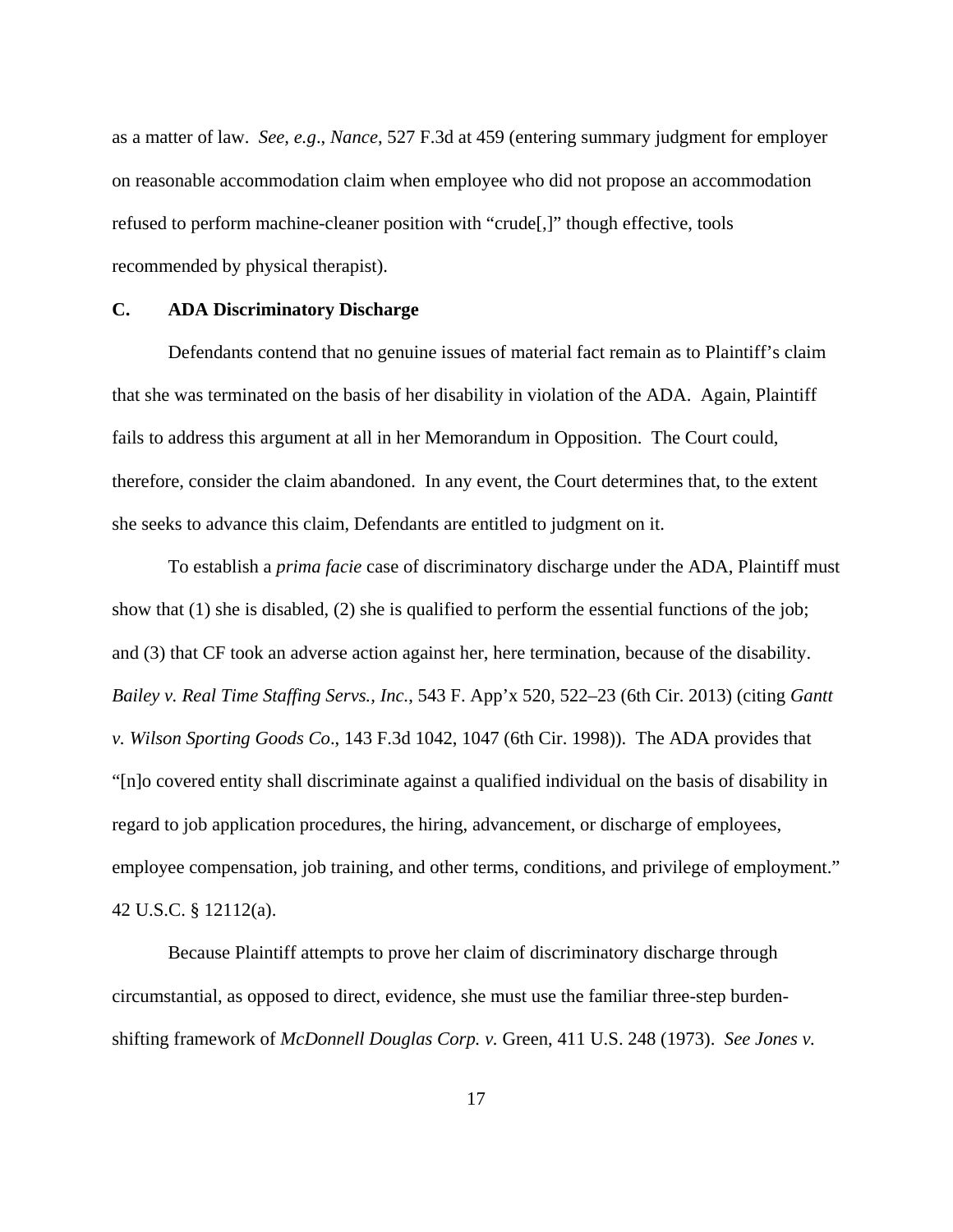as a matter of law. *See, e.g*., *Nance*, 527 F.3d at 459 (entering summary judgment for employer on reasonable accommodation claim when employee who did not propose an accommodation refused to perform machine-cleaner position with "crude[,]" though effective, tools recommended by physical therapist).

### C. ADA Discriminatory Discharge

Defendants contend that no genuine issues of material fact remain as to Plaintiff's claim that she was terminated on the basis of her disability in violation of the ADA. Again, Plaintiff fails to address this argument at all in her Memorandum in Opposition. The Court could, therefore, consider the claim abandoned. In any event, the Court determines that, to the extent she seeks to advance this claim, Defendants are entitled to judgment on it.

To establish a *prima facie* case of discriminatory discharge under the ADA, Plaintiff must show that (1) she is disabled, (2) she is qualified to perform the essential functions of the job; and (3) that CF took an adverse action against her, here termination, because of the disability. *Bailey v. Real Time Staffing Servs., Inc.*, 543 F. App'x 520, 522–23 (6th Cir. 2013) (citing *Gantt v. Wilson Sporting Goods Co*., 143 F.3d 1042, 1047 (6th Cir. 1998)). The ADA provides that "[n]o covered entity shall discriminate against a qualified individual on the basis of disability in regard to job application procedures, the hiring, advancement, or discharge of employees, employee compensation, job training, and other terms, conditions, and privilege of employment." 42 U.S.C. § 12112(a).

Because Plaintiff attempts to prove her claim of discriminatory discharge through circumstantial, as opposed to direct, evidence, she must use the familiar three-step burden-shifting framework of *McDonnell Douglas Corp. v.* Green, 411 U.S. 248 (1973). *See Jones v.*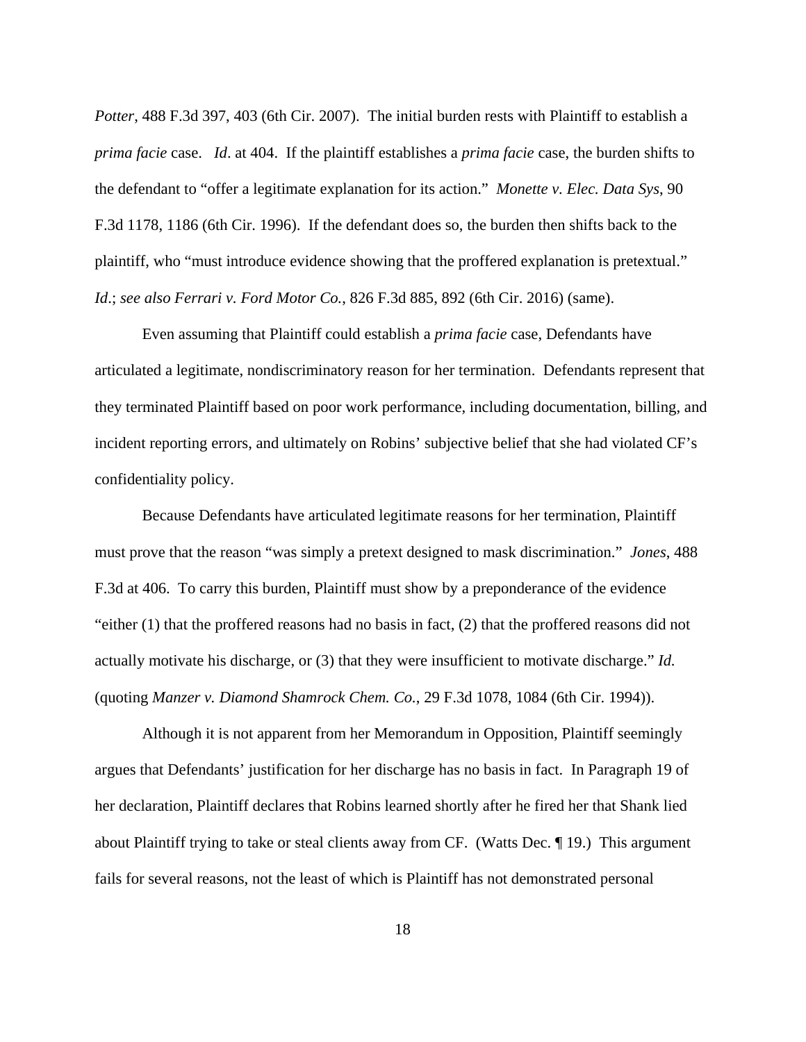*Potter*, 488 F.3d 397, 403 (6th Cir. 2007). The initial burden rests with Plaintiff to establish a *prima facie* case. *Id*. at 404. If the plaintiff establishes a *prima facie* case, the burden shifts to the defendant to "offer a legitimate explanation for its action." *Monette v. Elec. Data Sys*, 90 F.3d 1178, 1186 (6th Cir. 1996). If the defendant does so, the burden then shifts back to the plaintiff, who "must introduce evidence showing that the proffered explanation is pretextual." *Id*.; *see also Ferrari v. Ford Motor Co.*, 826 F.3d 885, 892 (6th Cir. 2016) (same).

Even assuming that Plaintiff could establish a *prima facie* case, Defendants have articulated a legitimate, nondiscriminatory reason for her termination. Defendants represent that they terminated Plaintiff based on poor work performance, including documentation, billing, and incident reporting errors, and ultimately on Robins' subjective belief that she had violated CF's confidentiality policy.

Because Defendants have articulated legitimate reasons for her termination, Plaintiff must prove that the reason "was simply a pretext designed to mask discrimination." *Jones*, 488 F.3d at 406. To carry this burden, Plaintiff must show by a preponderance of the evidence "either (1) that the proffered reasons had no basis in fact, (2) that the proffered reasons did not actually motivate his discharge, or (3) that they were insufficient to motivate discharge." *Id.* (quoting *Manzer v. Diamond Shamrock Chem. Co.*, 29 F.3d 1078, 1084 (6th Cir. 1994)).

Although it is not apparent from her Memorandum in Opposition, Plaintiff seemingly argues that Defendants' justification for her discharge has no basis in fact. In Paragraph 19 of her declaration, Plaintiff declares that Robins learned shortly after he fired her that Shank lied about Plaintiff trying to take or steal clients away from CF. (Watts Dec. ¶ 19.) This argument fails for several reasons, not the least of which is Plaintiff has not demonstrated personal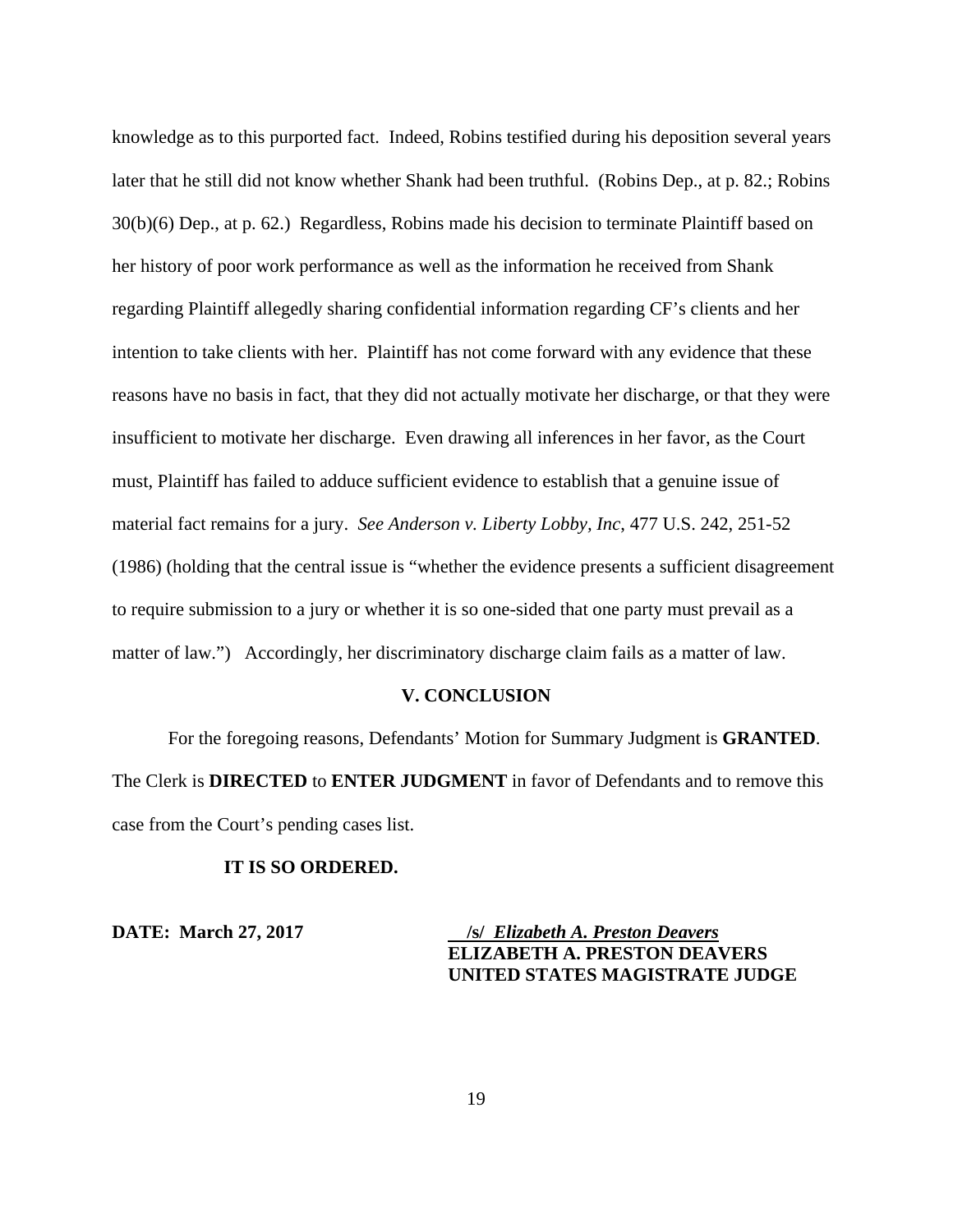knowledge as to this purported fact. Indeed, Robins testified during his deposition several years later that he still did not know whether Shank had been truthful. (Robins Dep., at p. 82.; Robins 30(b)(6) Dep., at p. 62.) Regardless, Robins made his decision to terminate Plaintiff based on her history of poor work performance as well as the information he received from Shank regarding Plaintiff allegedly sharing confidential information regarding CF's clients and her intention to take clients with her. Plaintiff has not come forward with any evidence that these reasons have no basis in fact, that they did not actually motivate her discharge, or that they were insufficient to motivate her discharge. Even drawing all inferences in her favor, as the Court must, Plaintiff has failed to adduce sufficient evidence to establish that a genuine issue of material fact remains for a jury. *See Anderson v. Liberty Lobby, Inc*, 477 U.S. 242, 251-52 (1986) (holding that the central issue is "whether the evidence presents a sufficient disagreement to require submission to a jury or whether it is so one-sided that one party must prevail as a matter of law.") Accordingly, her discriminatory discharge claim fails as a matter of law.

## V. CONCLUSION

For the foregoing reasons, Defendants' Motion for Summary Judgment is **GRANTED**. The Clerk is **DIRECTED** to **ENTER JUDGMENT** in favor of Defendants and to remove this case from the Court's pending cases list.

**IT IS SO ORDERED.**

**DATE: March 27, 2017**

***/s/ Elizabeth A. Preston Deavers***
**ELIZABETH A. PRESTON DEAVERS**
**UNITED STATES MAGISTRATE JUDGE**